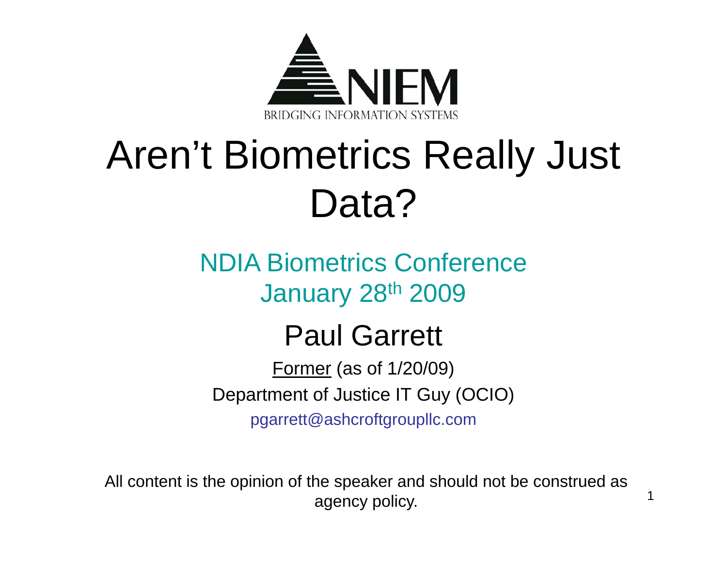NIEM

BRIDGING INFORMATION SYSTEMS

# Aren't Biometrics Really Just Data?

NDIA Biometrics Conference

January 28th 2009

## Paul Garrett

Former (as of 1/20/09)

Department of Justice IT Guy (OCIO)

pgarrett@ashcroftgroupllc.com

All content is the opinion of the speaker and should not be construed as agency policy.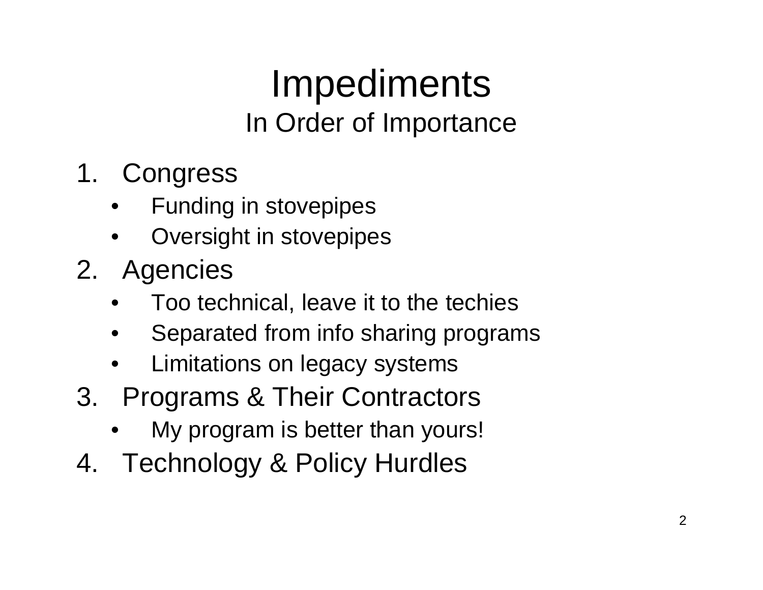# Impediments

## In Order of Importance

1. Congress
   - Funding in stovepipes
   - Oversight in stovepipes
2. Agencies
   - Too technical, leave it to the techies
   - Separated from info sharing programs
   - Limitations on legacy systems
3. Programs & Their Contractors
   - My program is better than yours!
4. Technology & Policy Hurdles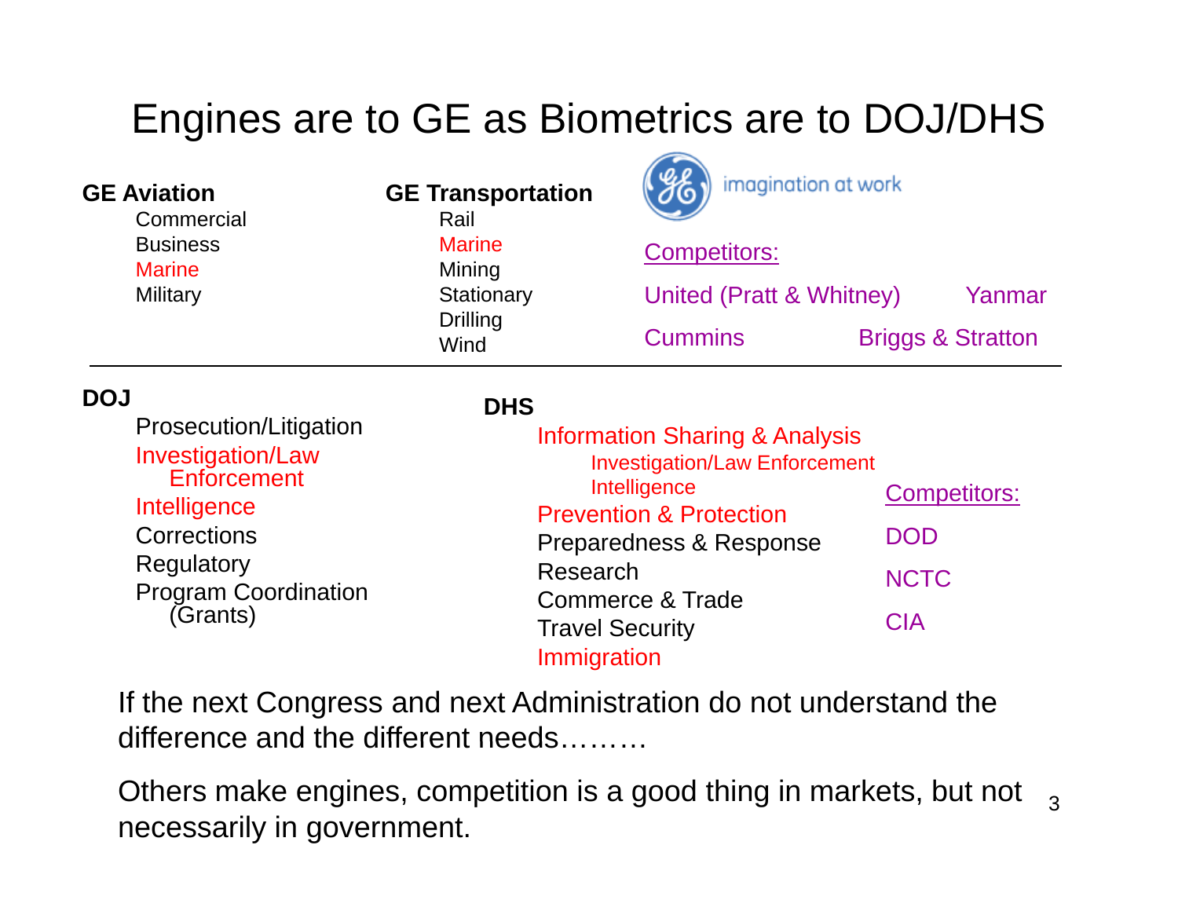# Engines are to GE as Biometrics are to DOJ/DHS

**GE Aviation**

- Commercial
- Business
- Marine
- Military

**GE Transportation**

- Rail
- Marine
- Mining
- Stationary
- Drilling
- Wind

imagination at work

Competitors:

United (Pratt & Whitney) Yanmar

Cummins Briggs & Stratton

---

**DOJ**

- Prosecution/Litigation
- Investigation/Law Enforcement
- Intelligence
- Corrections
- Regulatory
- Program Coordination (Grants)

**DHS**

- Information Sharing & Analysis
  - Investigation/Law Enforcement
  - Intelligence
- Prevention & Protection
- Preparedness & Response
- Research
- Commerce & Trade
- Travel Security
- Immigration

Competitors:

DOD

NCTC

CIA

If the next Congress and next Administration do not understand the difference and the different needs………

Others make engines, competition is a good thing in markets, but not necessarily in government.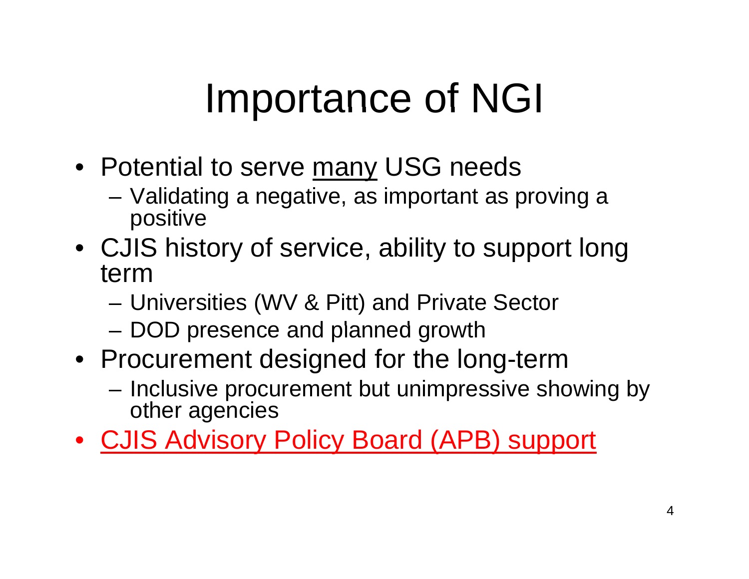# Importance of NGI

- Potential to serve <u>many</u> USG needs
  - Validating a negative, as important as proving a positive
- CJIS history of service, ability to support long term
  - Universities (WV & Pitt) and Private Sector
  - DOD presence and planned growth
- Procurement designed for the long-term
  - Inclusive procurement but unimpressive showing by other agencies
- <u>CJIS Advisory Policy Board (APB) support</u>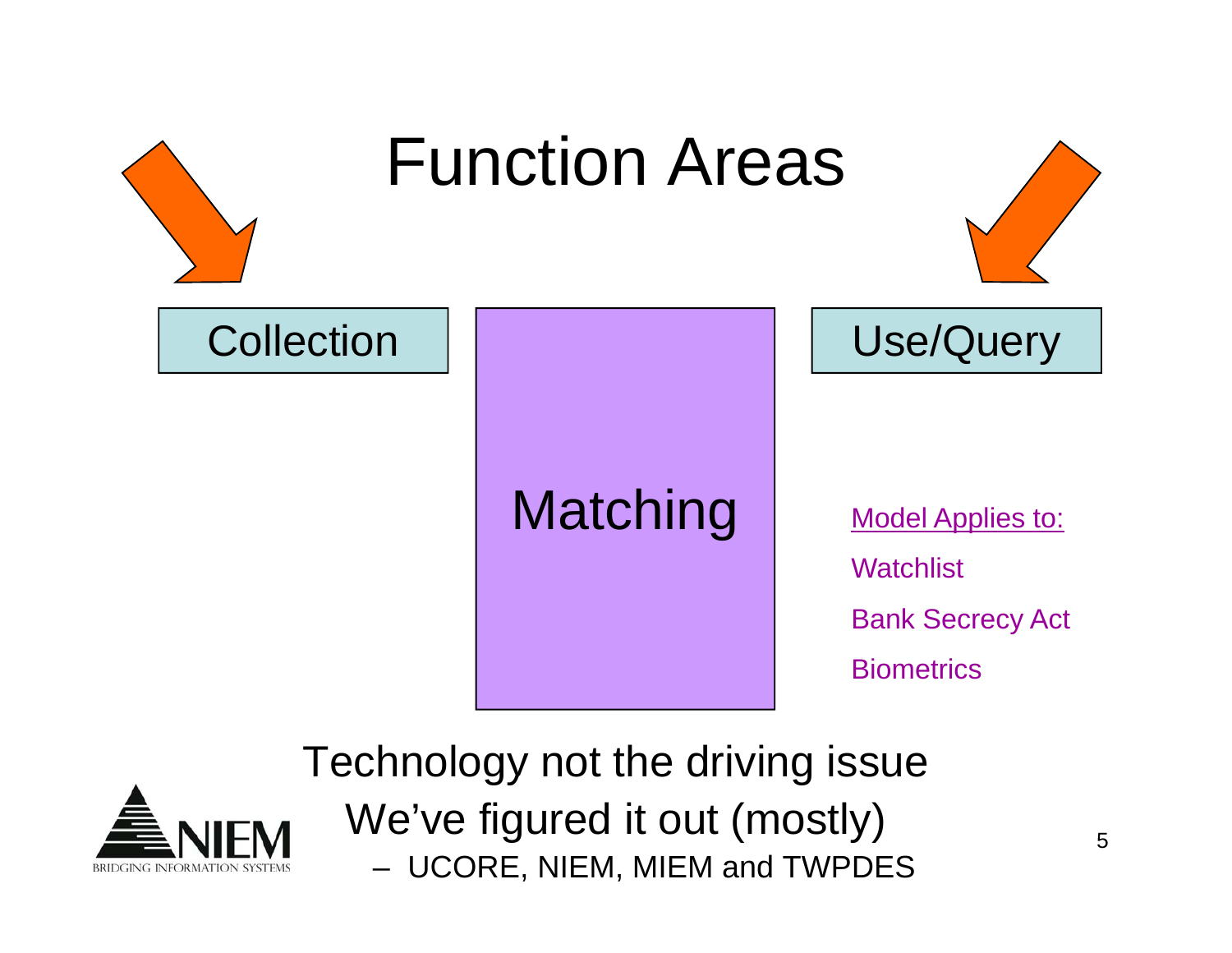# Function Areas

Collection

Matching

Use/Query

Model Applies to:

Watchlist

Bank Secrecy Act

Biometrics

Technology not the driving issue

We've figured it out (mostly)

- UCORE, NIEM, MIEM and TWPDES

NIEM

BRIDGING INFORMATION SYSTEMS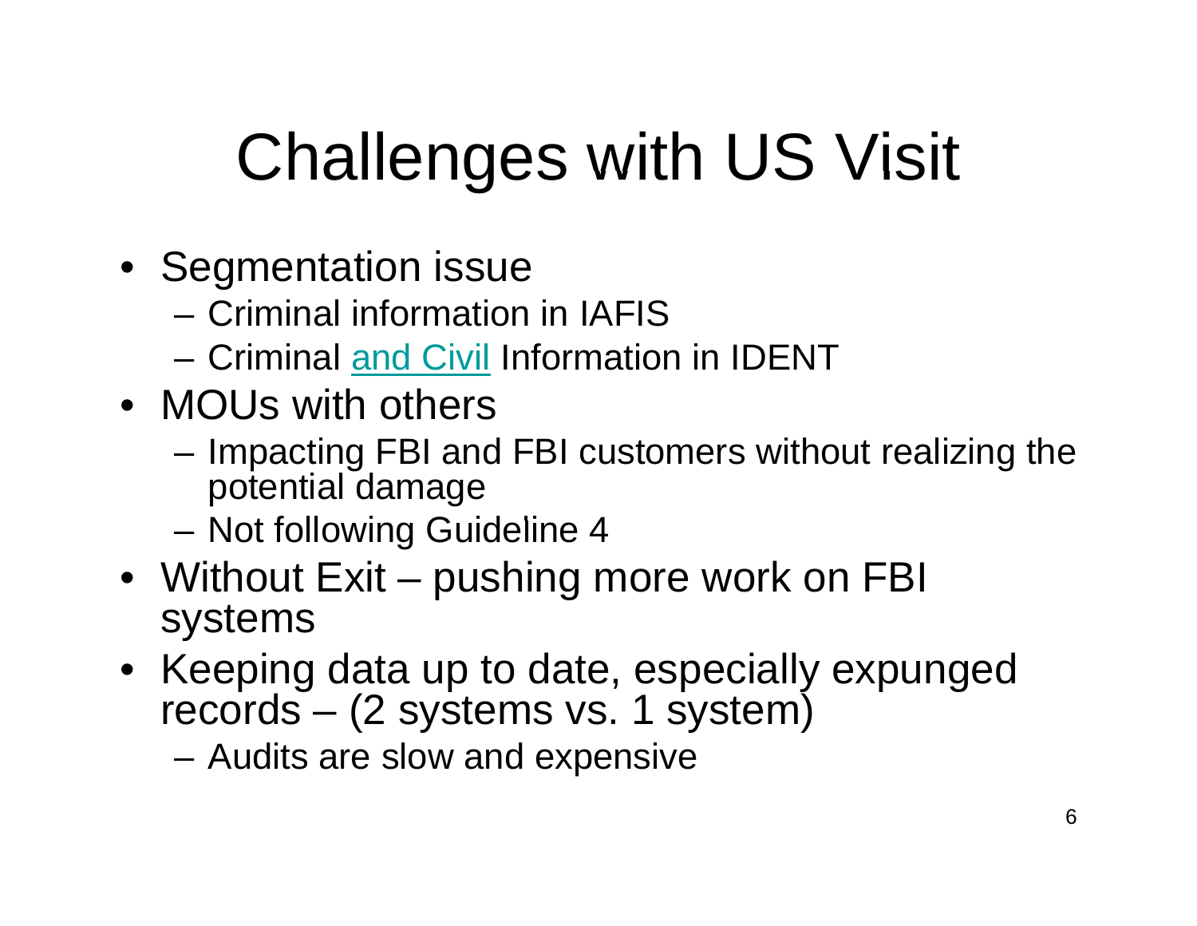# Challenges with US Visit

- Segmentation issue
  - Criminal information in IAFIS
  - Criminal and Civil Information in IDENT
- MOUs with others
  - Impacting FBI and FBI customers without realizing the potential damage
  - Not following Guideline 4
- Without Exit – pushing more work on FBI systems
- Keeping data up to date, especially expunged records – (2 systems vs. 1 system)
  - Audits are slow and expensive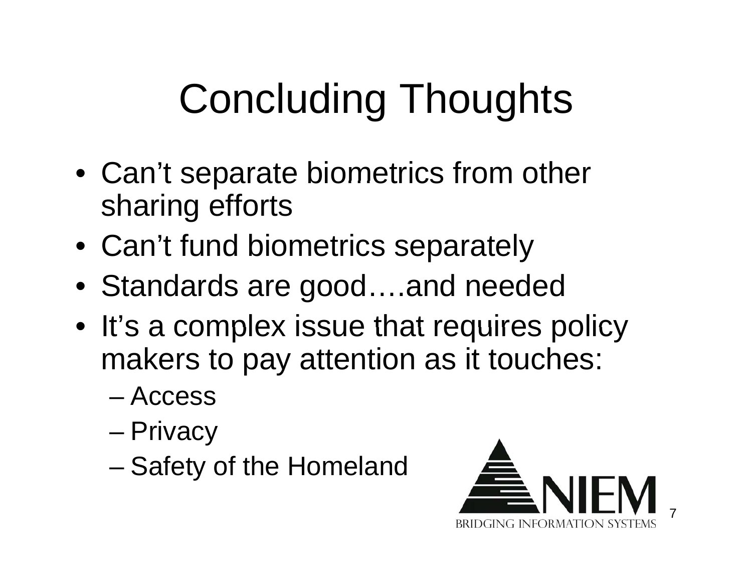# Concluding Thoughts

- Can’t separate biometrics from other sharing efforts
- Can’t fund biometrics separately
- Standards are good….and needed
- It’s a complex issue that requires policy makers to pay attention as it touches:
  - Access
  - Privacy
  - Safety of the Homeland

NIEM
BRIDGING INFORMATION SYSTEMS